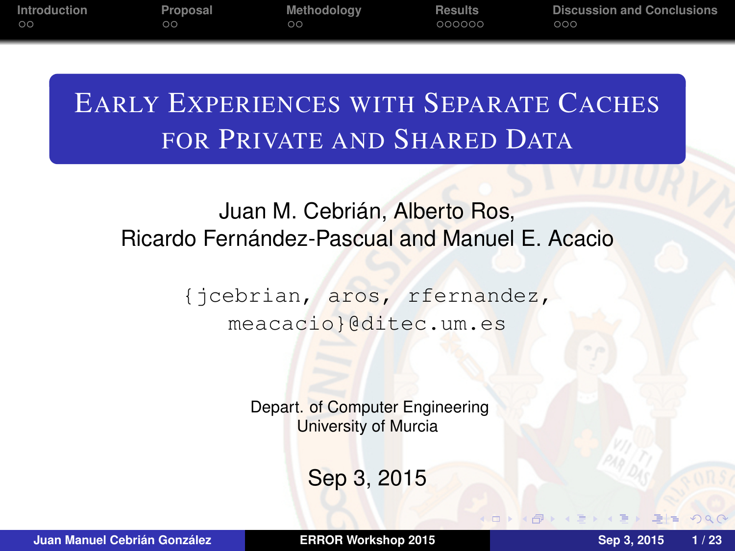# Early Experiences with Separate Caches for Private and Shared Data

Juan M. Cebrián, Alberto Ros,
Ricardo Fernández-Pascual and Manuel E. Acacio

{jcebrian, aros, rfernandez, meacacio}@ditec.um.es

Depart. of Computer Engineering
University of Murcia

Sep 3, 2015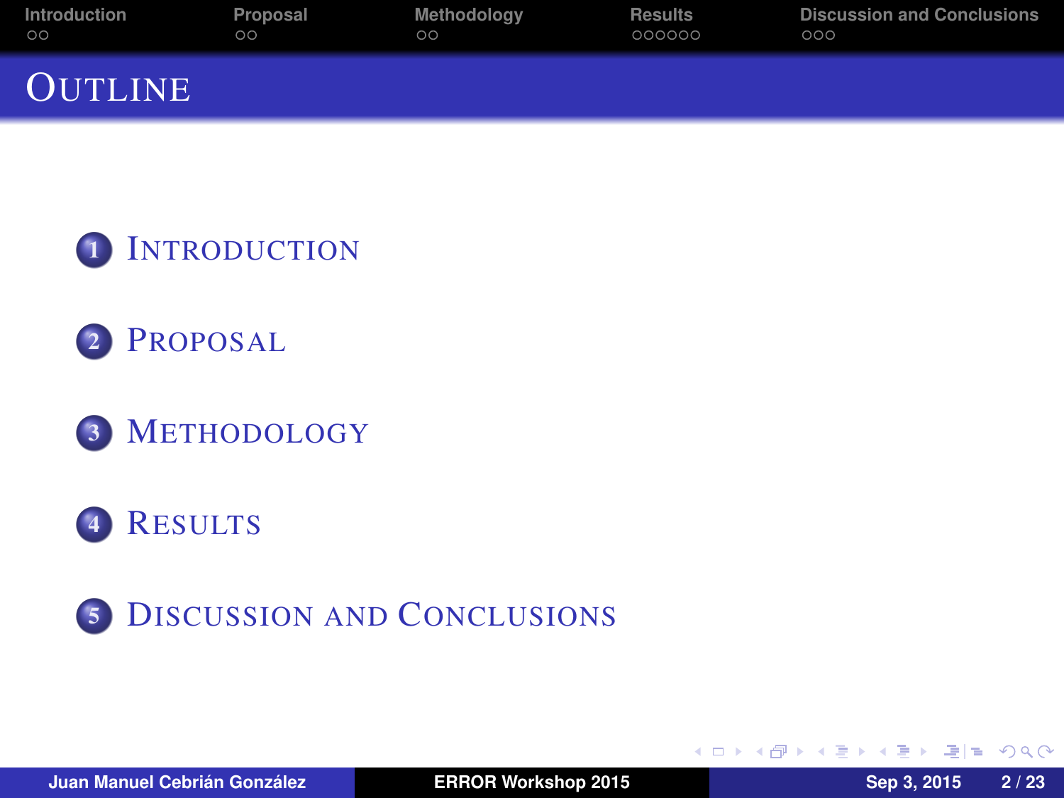# Outline

1. Introduction
2. Proposal
3. Methodology
4. Results
5. Discussion and Conclusions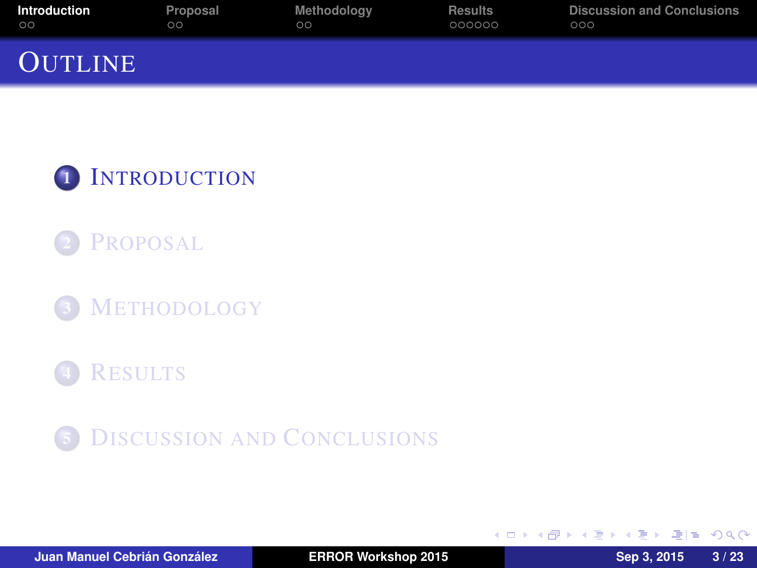# Outline

1. Introduction
2. Proposal
3. Methodology
4. Results
5. Discussion and Conclusions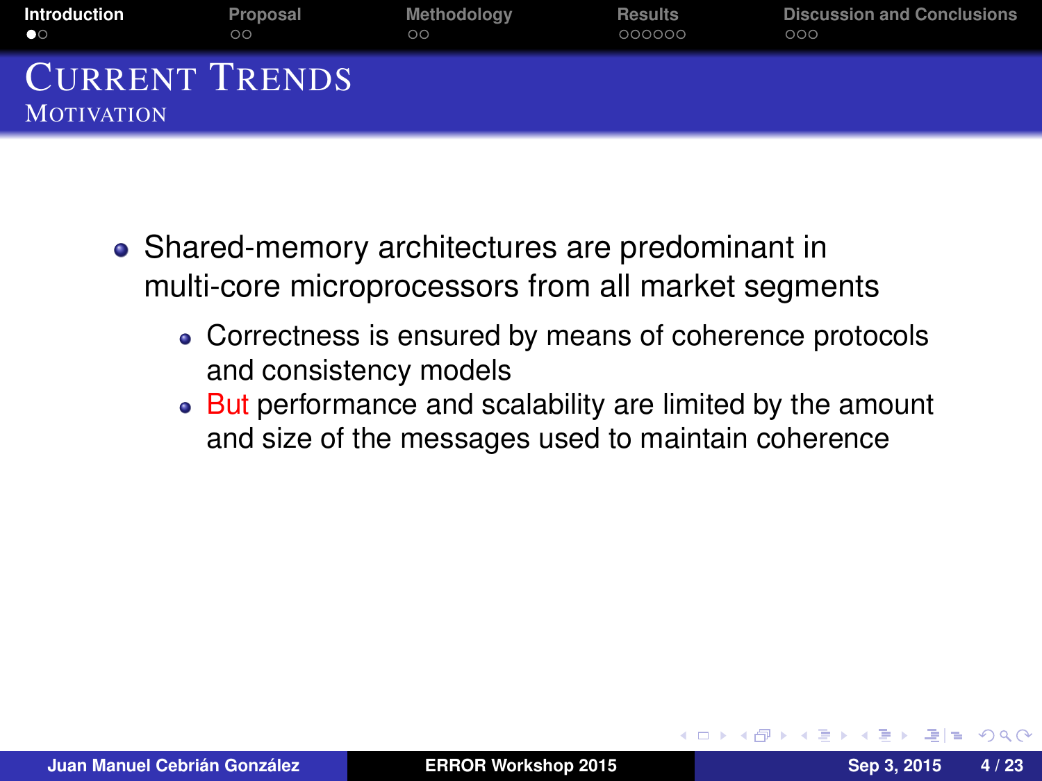# Current Trends

## Motivation

- Shared-memory architectures are predominant in multi-core microprocessors from all market segments
  - Correctness is ensured by means of coherence protocols and consistency models
  - But performance and scalability are limited by the amount and size of the messages used to maintain coherence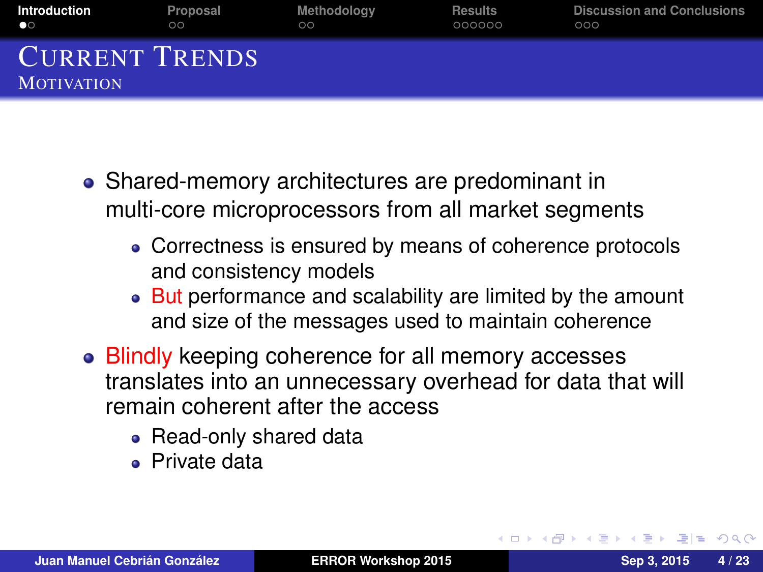# Current Trends

## Motivation

- Shared-memory architectures are predominant in multi-core microprocessors from all market segments
  - Correctness is ensured by means of coherence protocols and consistency models
  - But performance and scalability are limited by the amount and size of the messages used to maintain coherence
- Blindly keeping coherence for all memory accesses translates into an unnecessary overhead for data that will remain coherent after the access
  - Read-only shared data
  - Private data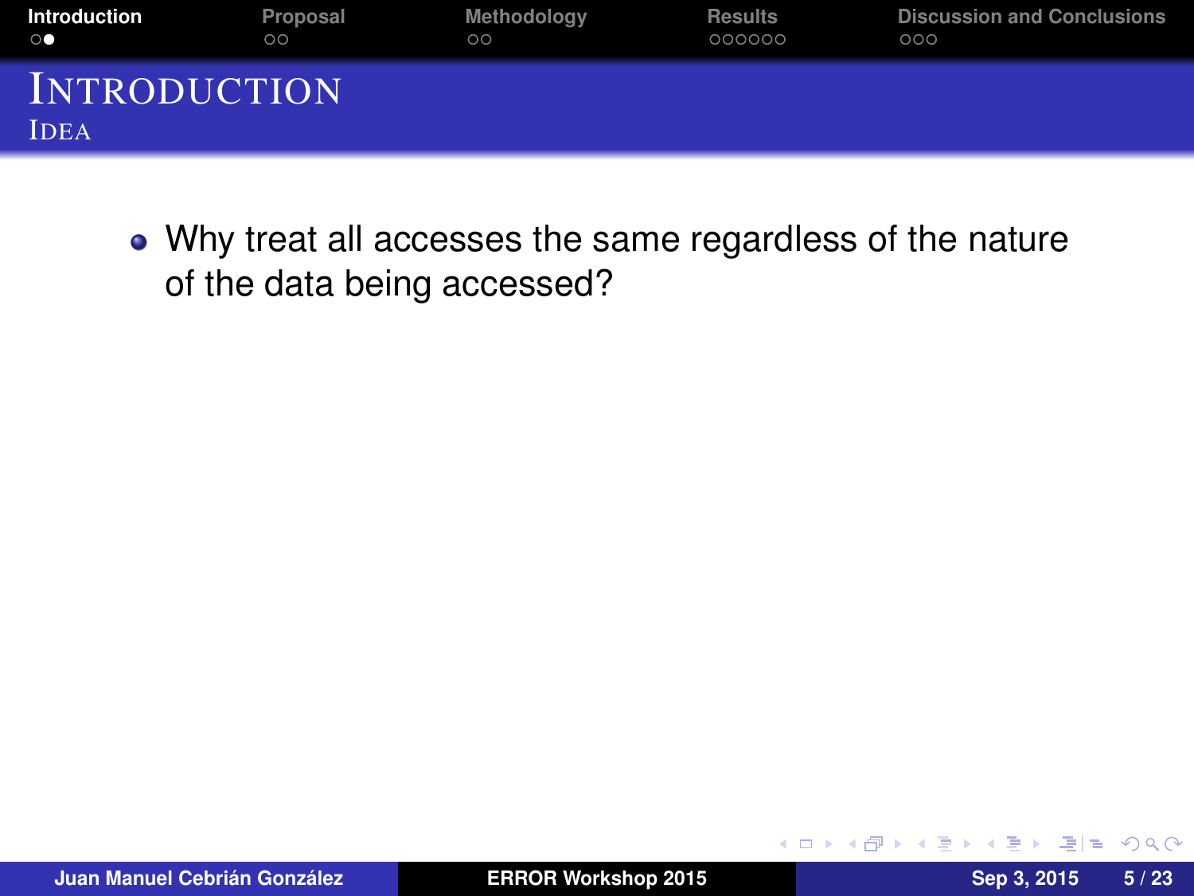# Introduction

## Idea

- Why treat all accesses the same regardless of the nature of the data being accessed?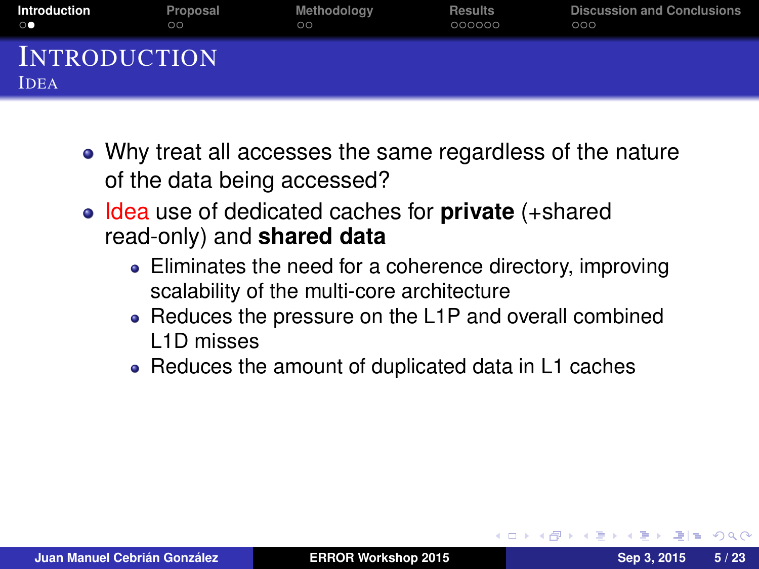# Introduction

## Idea

- Why treat all accesses the same regardless of the nature of the data being accessed?
- Idea use of dedicated caches for **private** (+shared read-only) and **shared data**
  - Eliminates the need for a coherence directory, improving scalability of the multi-core architecture
  - Reduces the pressure on the L1P and overall combined L1D misses
  - Reduces the amount of duplicated data in L1 caches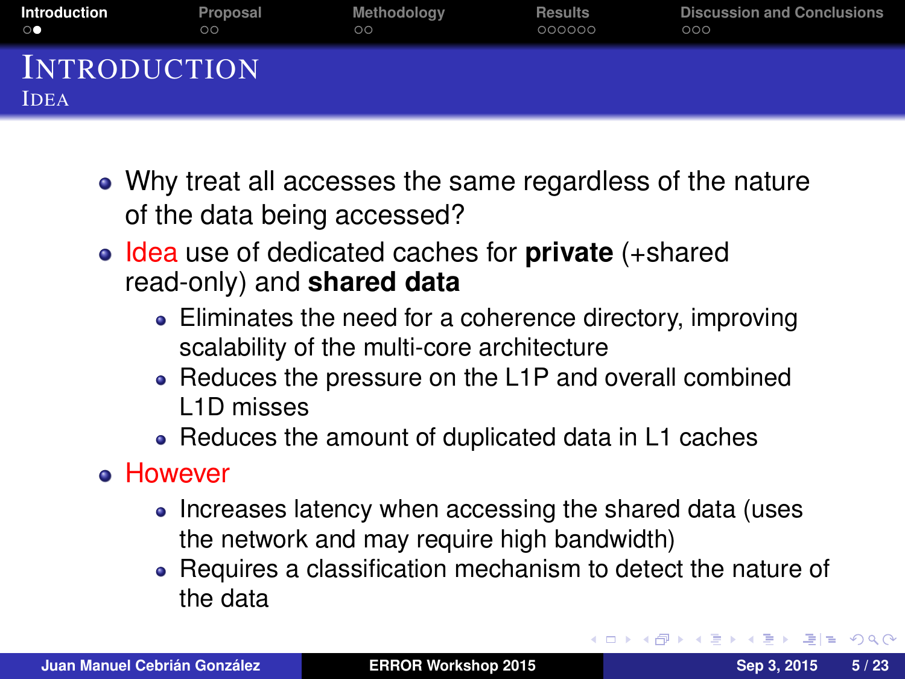# Introduction

## Idea

- Why treat all accesses the same regardless of the nature of the data being accessed?
- Idea use of dedicated caches for **private** (+shared read-only) and **shared data**
  - Eliminates the need for a coherence directory, improving scalability of the multi-core architecture
  - Reduces the pressure on the L1P and overall combined L1D misses
  - Reduces the amount of duplicated data in L1 caches
- However
  - Increases latency when accessing the shared data (uses the network and may require high bandwidth)
  - Requires a classification mechanism to detect the nature of the data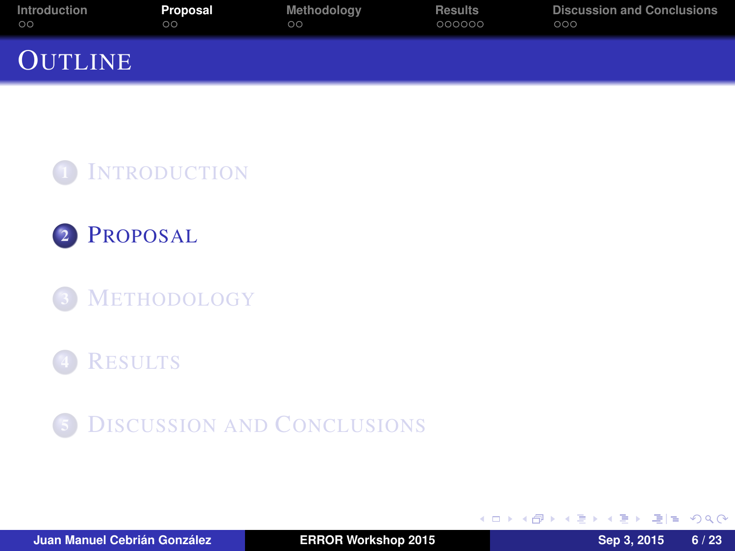# Outline

1. Introduction
2. **Proposal**
3. Methodology
4. Results
5. Discussion and Conclusions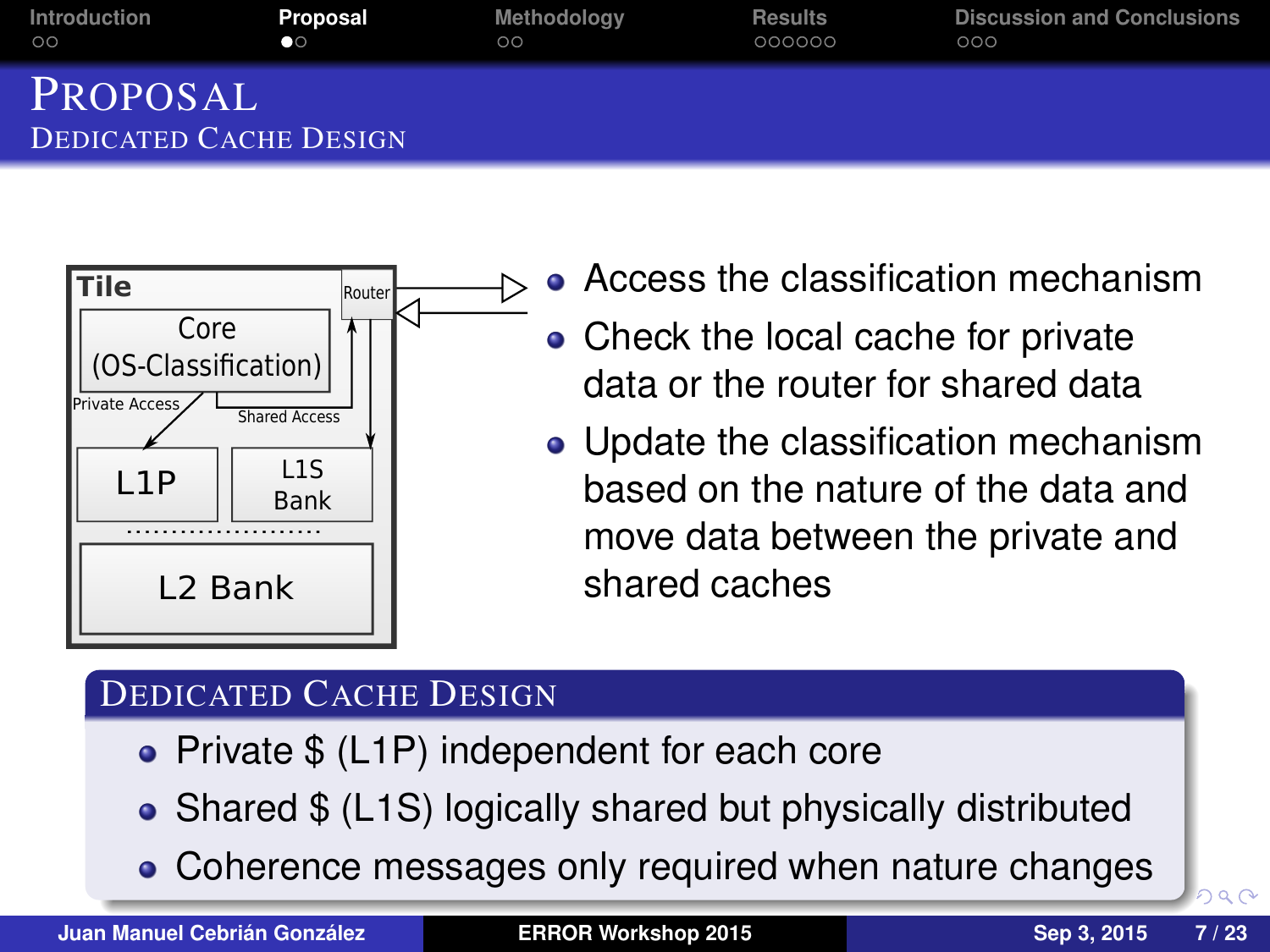# Proposal

## Dedicated Cache Design

Tile: Core (OS-Classification), Router, Private Access, Shared Access, L1P, L1S Bank, L2 Bank

- Access the classification mechanism
- Check the local cache for private data or the router for shared data
- Update the classification mechanism based on the nature of the data and move data between the private and shared caches

### Dedicated Cache Design

- Private $ (L1P) independent for each core
- Shared $ (L1S) logically shared but physically distributed
- Coherence messages only required when nature changes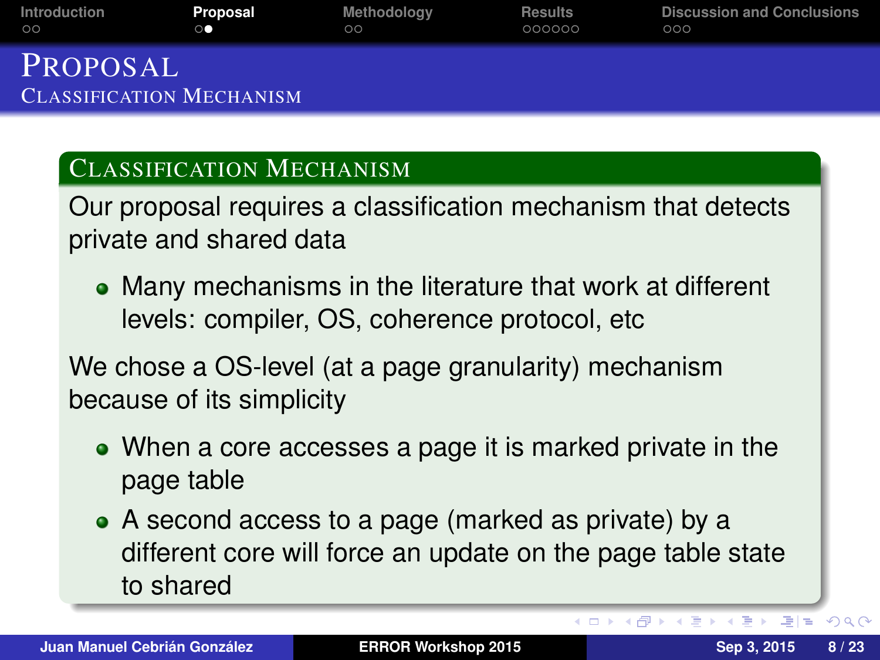# Proposal

## Classification Mechanism

### Classification Mechanism

Our proposal requires a classification mechanism that detects private and shared data

- Many mechanisms in the literature that work at different levels: compiler, OS, coherence protocol, etc

We chose a OS-level (at a page granularity) mechanism because of its simplicity

- When a core accesses a page it is marked private in the page table
- A second access to a page (marked as private) by a different core will force an update on the page table state to shared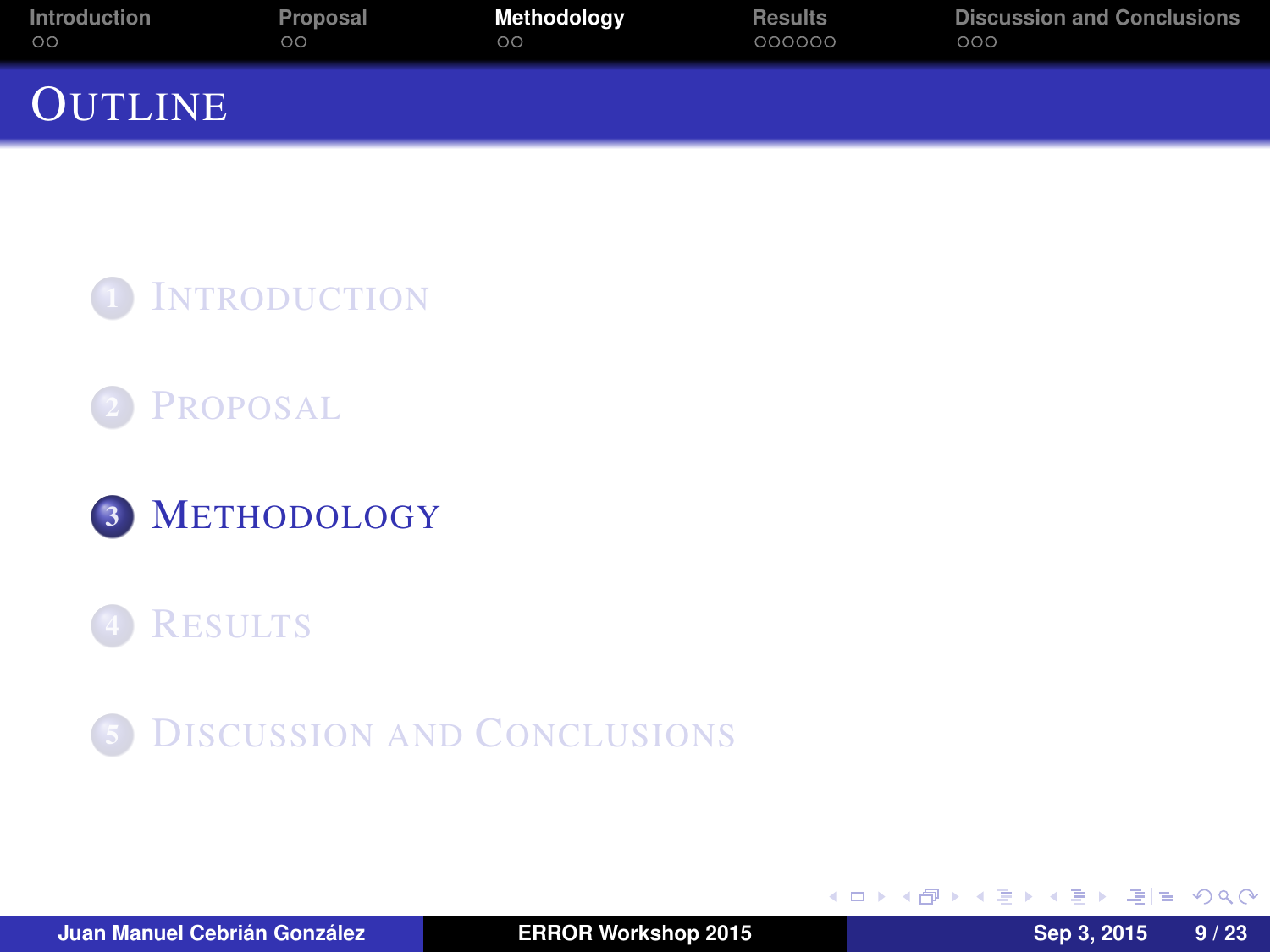# Outline

1. Introduction
2. Proposal
3. **Methodology**
4. Results
5. Discussion and Conclusions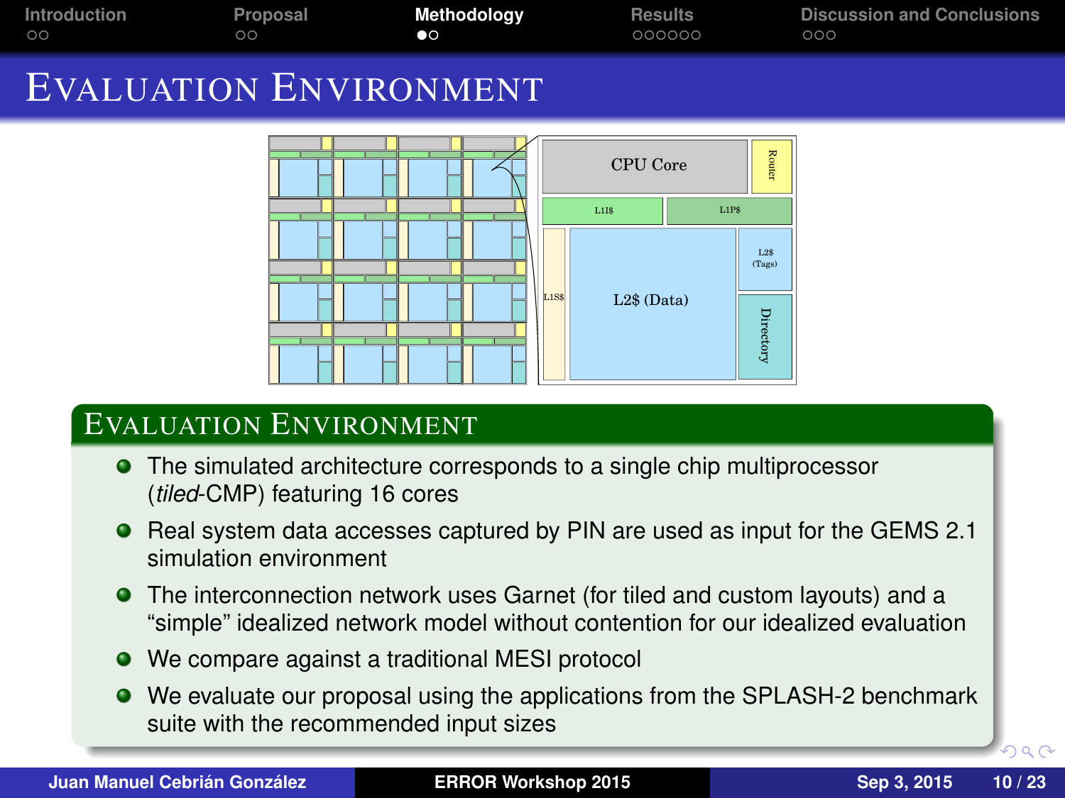# Evaluation Environment

## Evaluation Environment

- The simulated architecture corresponds to a single chip multiprocessor (*tiled*-CMP) featuring 16 cores
- Real system data accesses captured by PIN are used as input for the GEMS 2.1 simulation environment
- The interconnection network uses Garnet (for tiled and custom layouts) and a “simple” idealized network model without contention for our idealized evaluation
- We compare against a traditional MESI protocol
- We evaluate our proposal using the applications from the SPLASH-2 benchmark suite with the recommended input sizes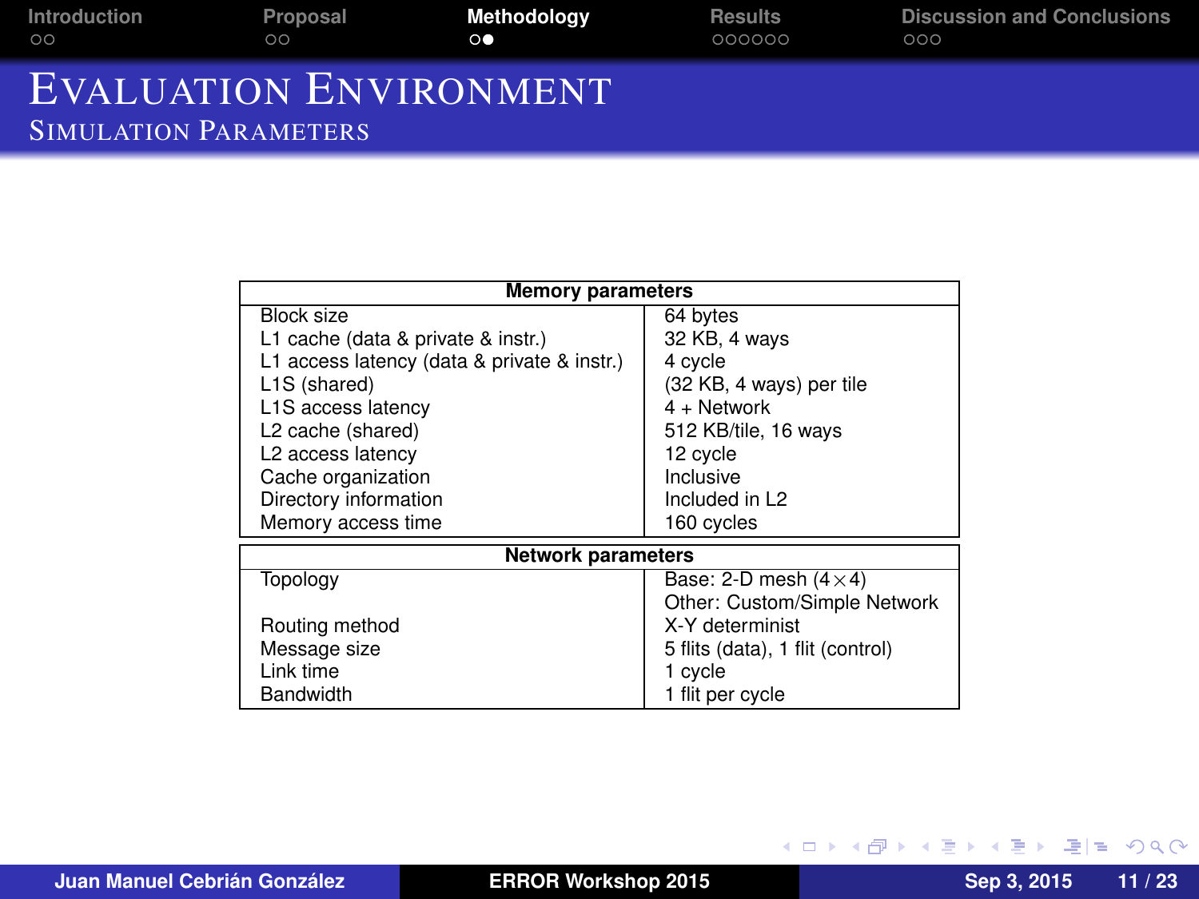# Evaluation Environment

## Simulation Parameters

| Memory parameters | |
|---|---|
| Block size | 64 bytes |
| L1 cache (data & private & instr.) | 32 KB, 4 ways |
| L1 access latency (data & private & instr.) | 4 cycle |
| L1S (shared) | (32 KB, 4 ways) per tile |
| L1S access latency | 4 + Network |
| L2 cache (shared) | 512 KB/tile, 16 ways |
| L2 access latency | 12 cycle |
| Cache organization | Inclusive |
| Directory information | Included in L2 |
| Memory access time | 160 cycles |

| Network parameters | |
|---|---|
| Topology | Base: 2-D mesh ($4 \times 4$)<br>Other: Custom/Simple Network |
| Routing method | X-Y determinist |
| Message size | 5 flits (data), 1 flit (control) |
| Link time | 1 cycle |
| Bandwidth | 1 flit per cycle |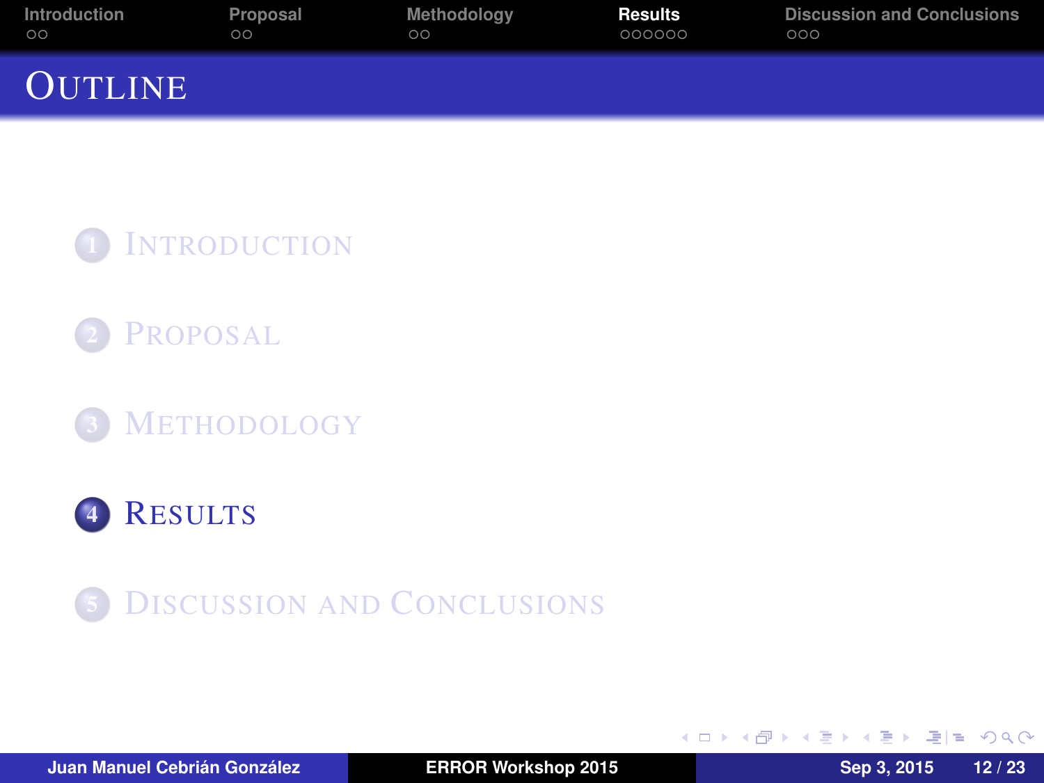# Outline

1. Introduction
2. Proposal
3. Methodology
4. **Results**
5. Discussion and Conclusions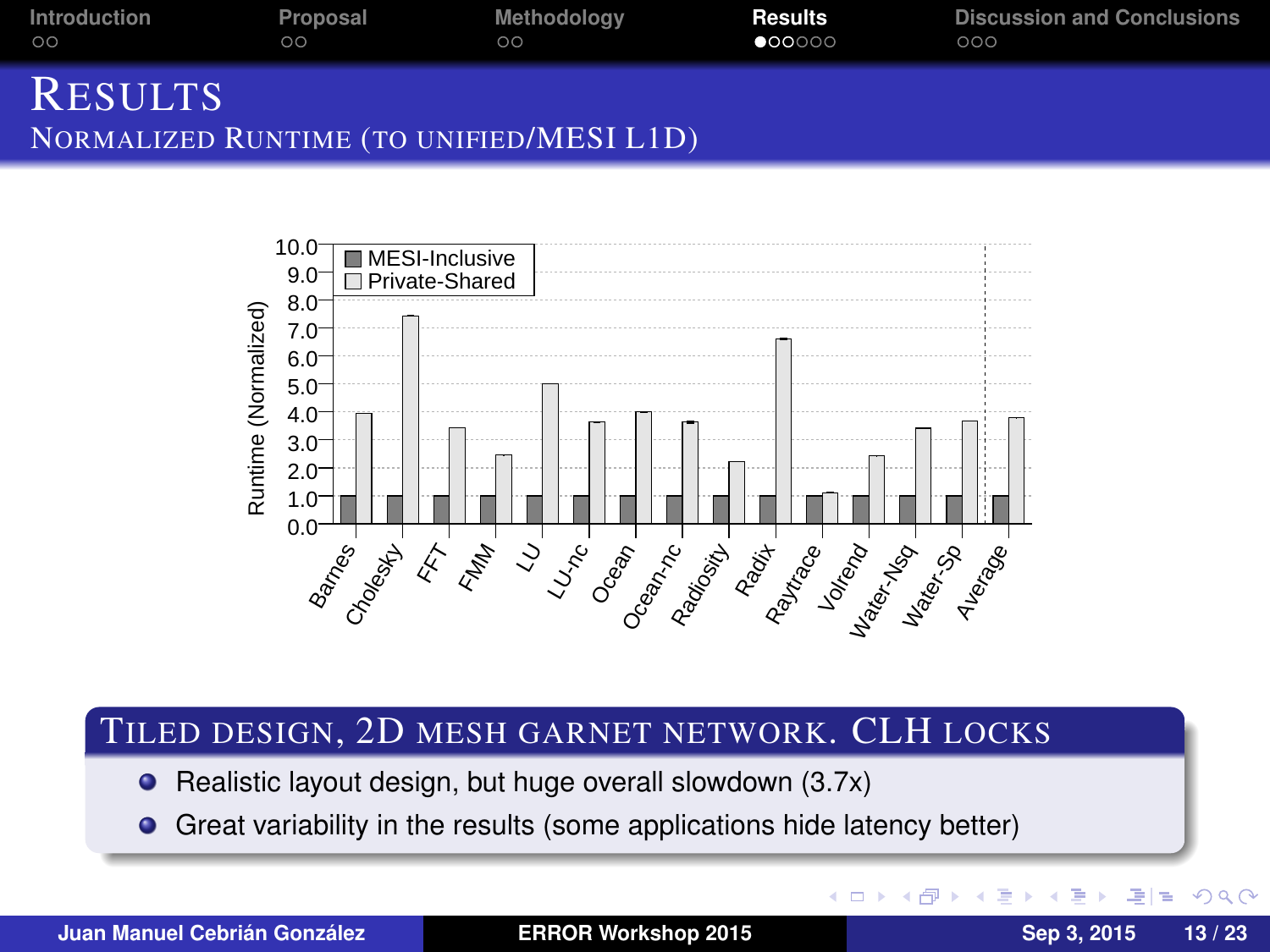# Results

## Normalized Runtime (to unified/MESI L1D)

### Tiled design, 2D mesh Garnet network. CLH locks

- Realistic layout design, but huge overall slowdown (3.7x)
- Great variability in the results (some applications hide latency better)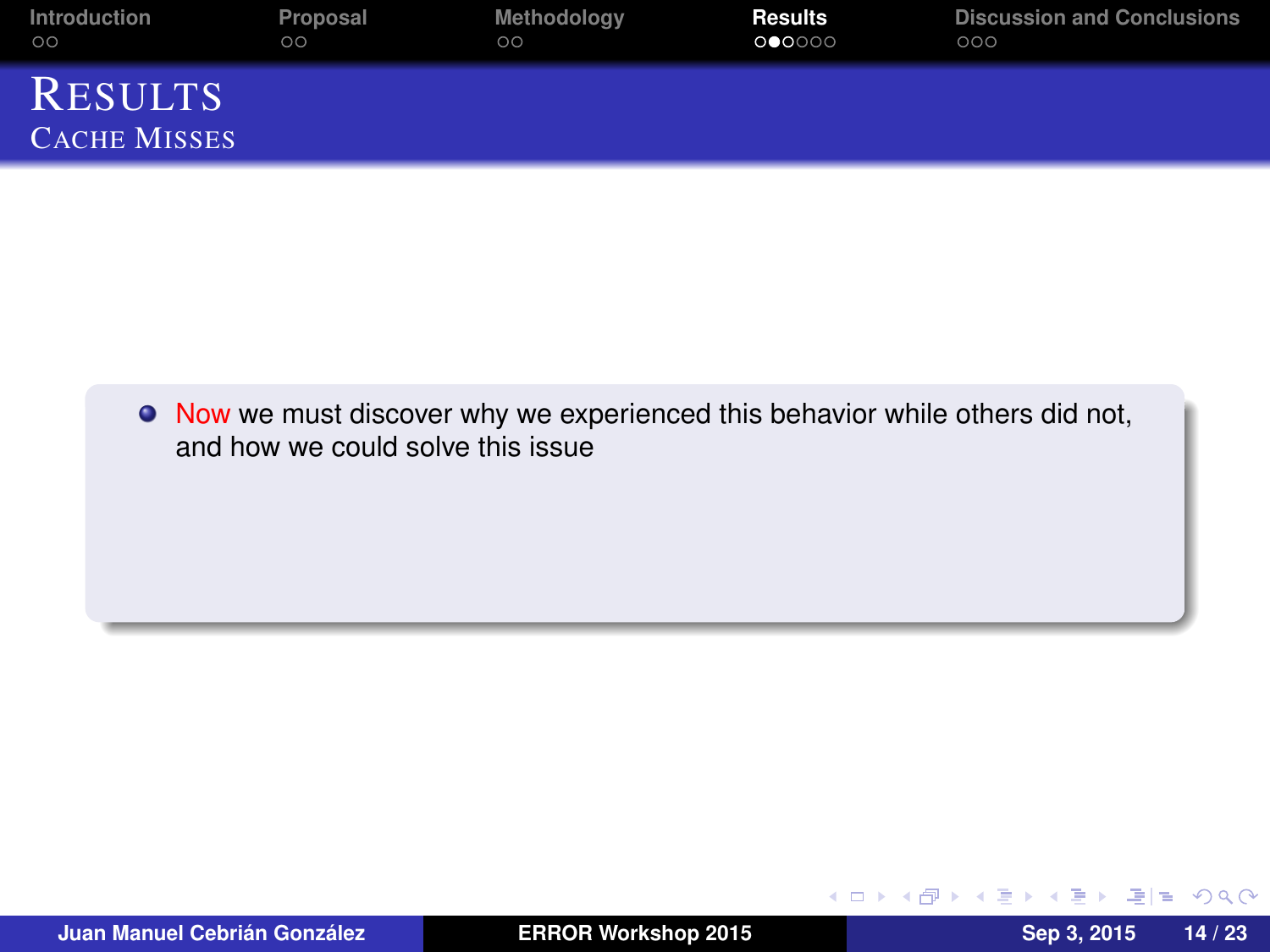# Results

## Cache Misses

- Now we must discover why we experienced this behavior while others did not, and how we could solve this issue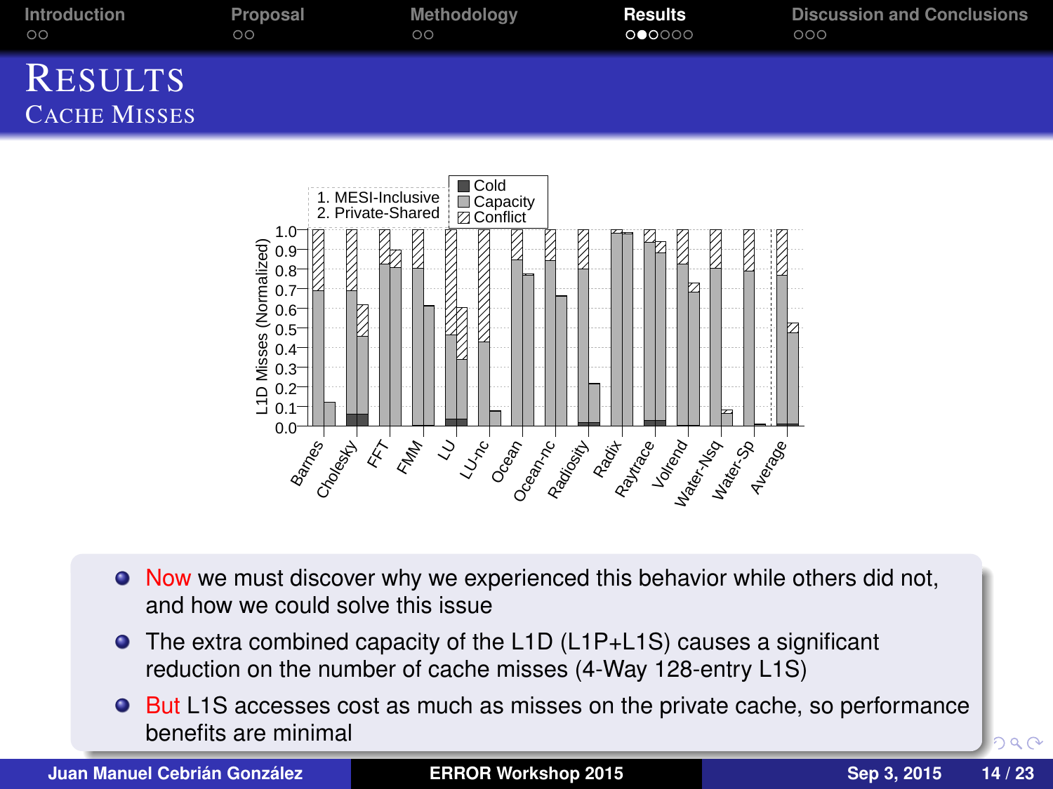# Results

## Cache Misses

- Now we must discover why we experienced this behavior while others did not, and how we could solve this issue
- The extra combined capacity of the L1D (L1P+L1S) causes a significant reduction on the number of cache misses (4-Way 128-entry L1S)
- But L1S accesses cost as much as misses on the private cache, so performance benefits are minimal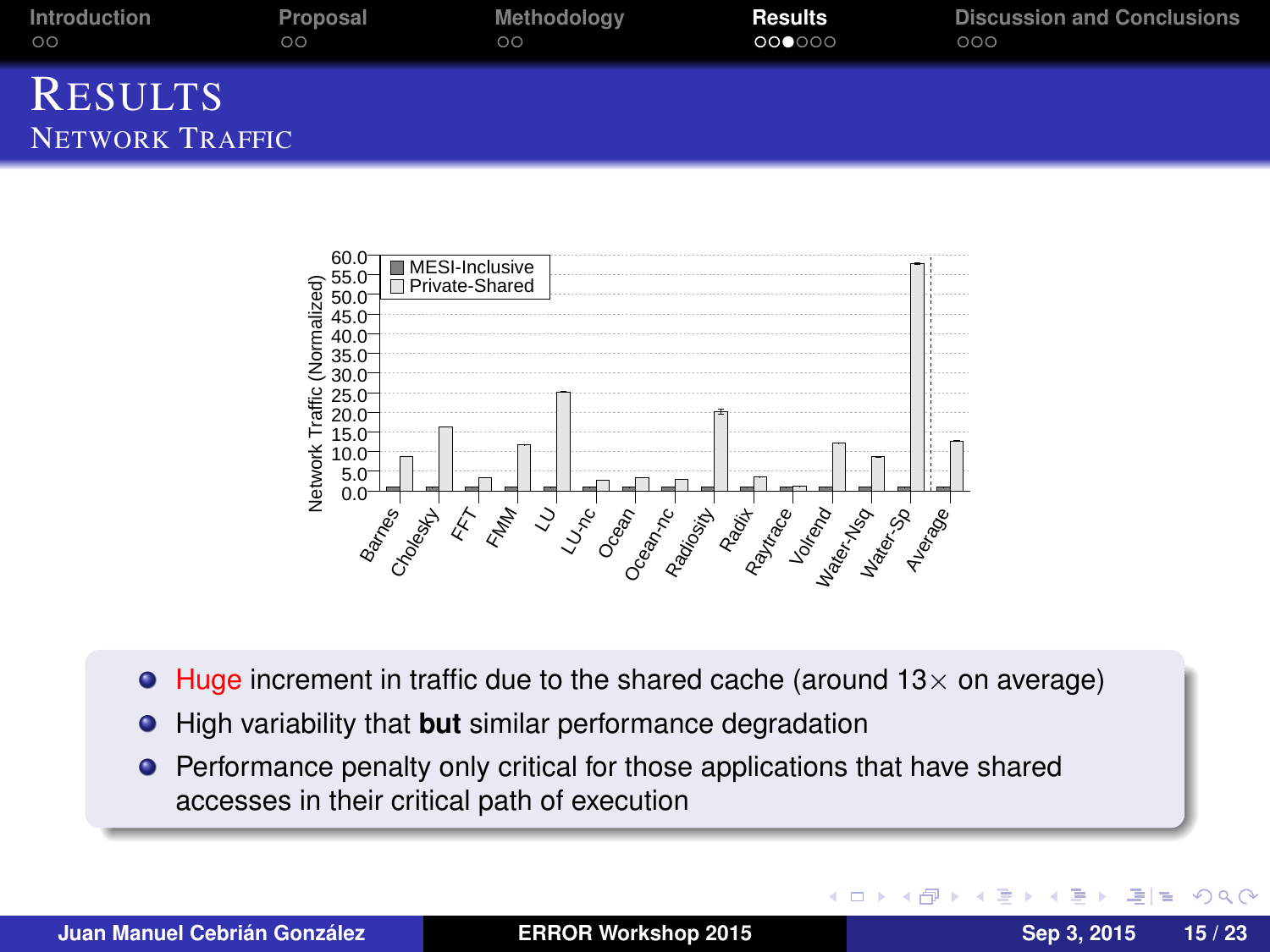# Results

## Network Traffic

- Huge increment in traffic due to the shared cache (around $13\times$ on average)
- High variability that **but** similar performance degradation
- Performance penalty only critical for those applications that have shared accesses in their critical path of execution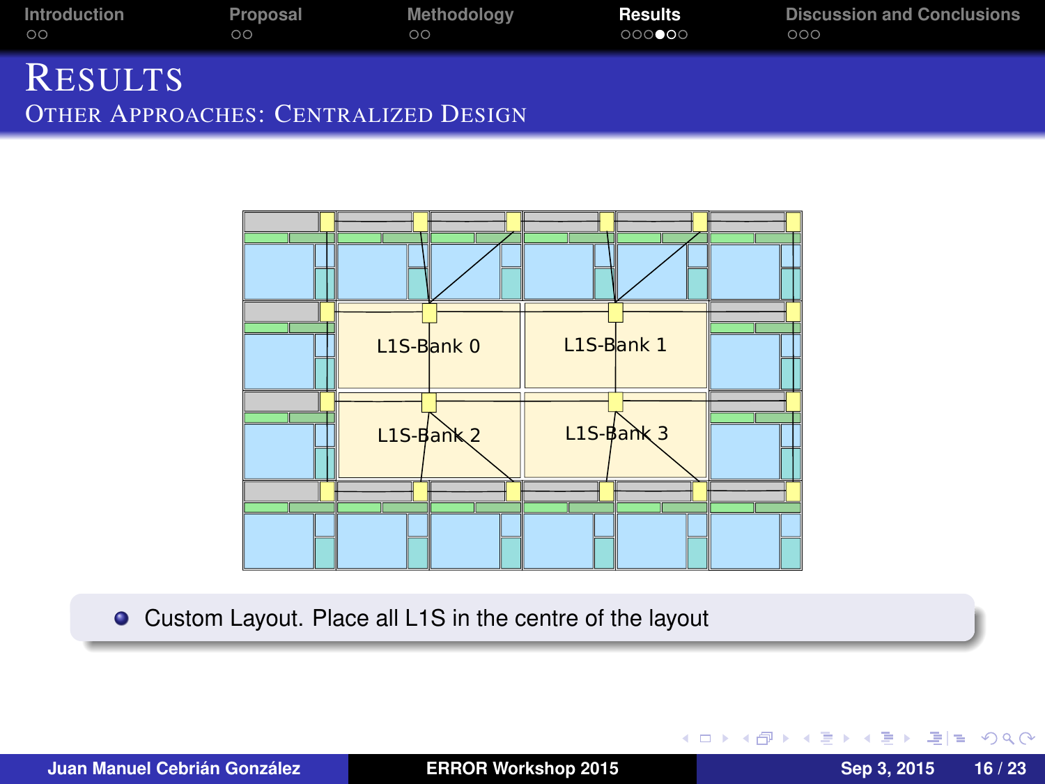# Results

## Other Approaches: Centralized Design

L1S-Bank 0

L1S-Bank 1

L1S-Bank 2

L1S-Bank 3

- Custom Layout. Place all L1S in the centre of the layout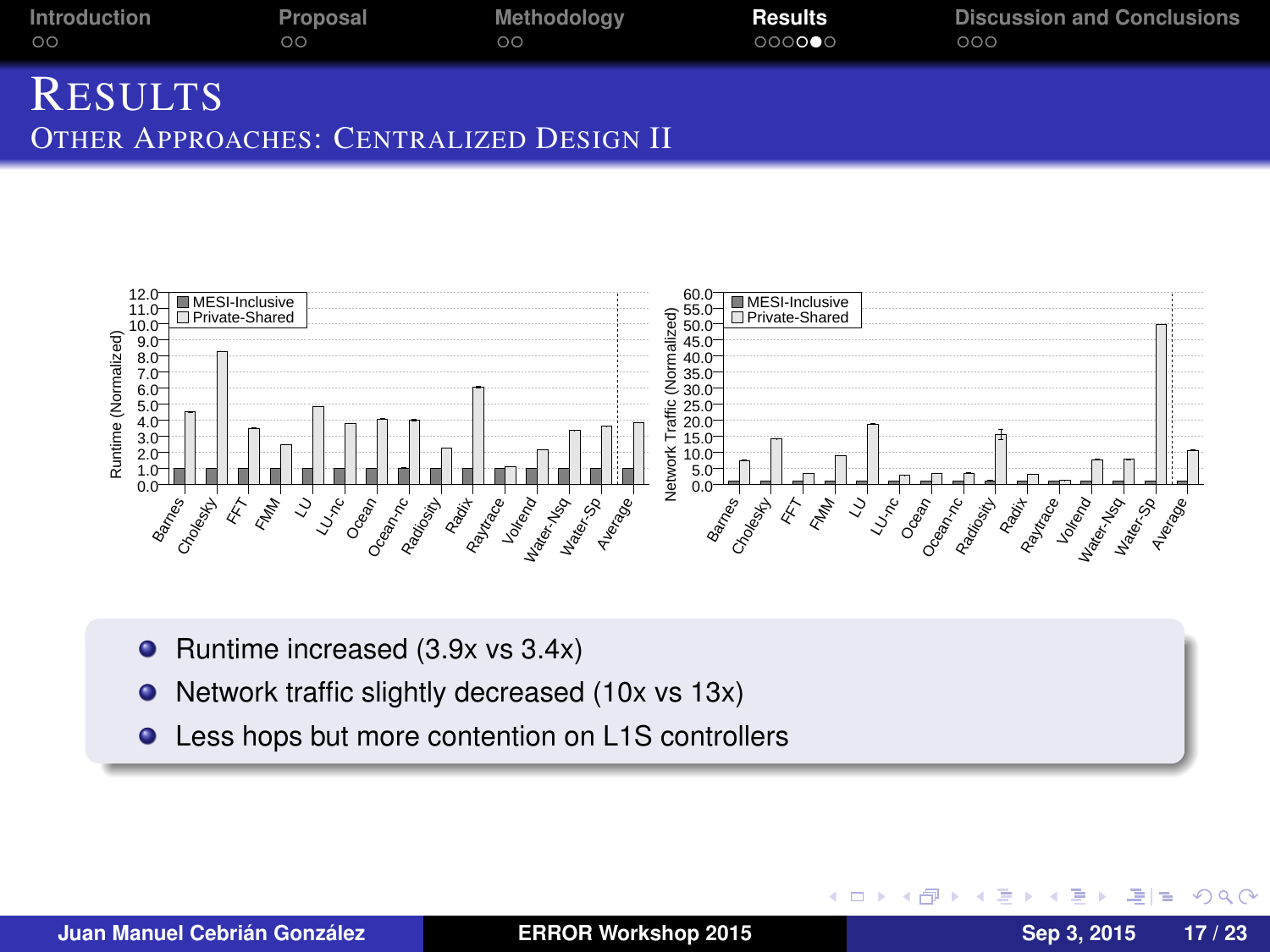# Results

## Other Approaches: Centralized Design II

- Runtime increased (3.9x vs 3.4x)
- Network traffic slightly decreased (10x vs 13x)
- Less hops but more contention on L1S controllers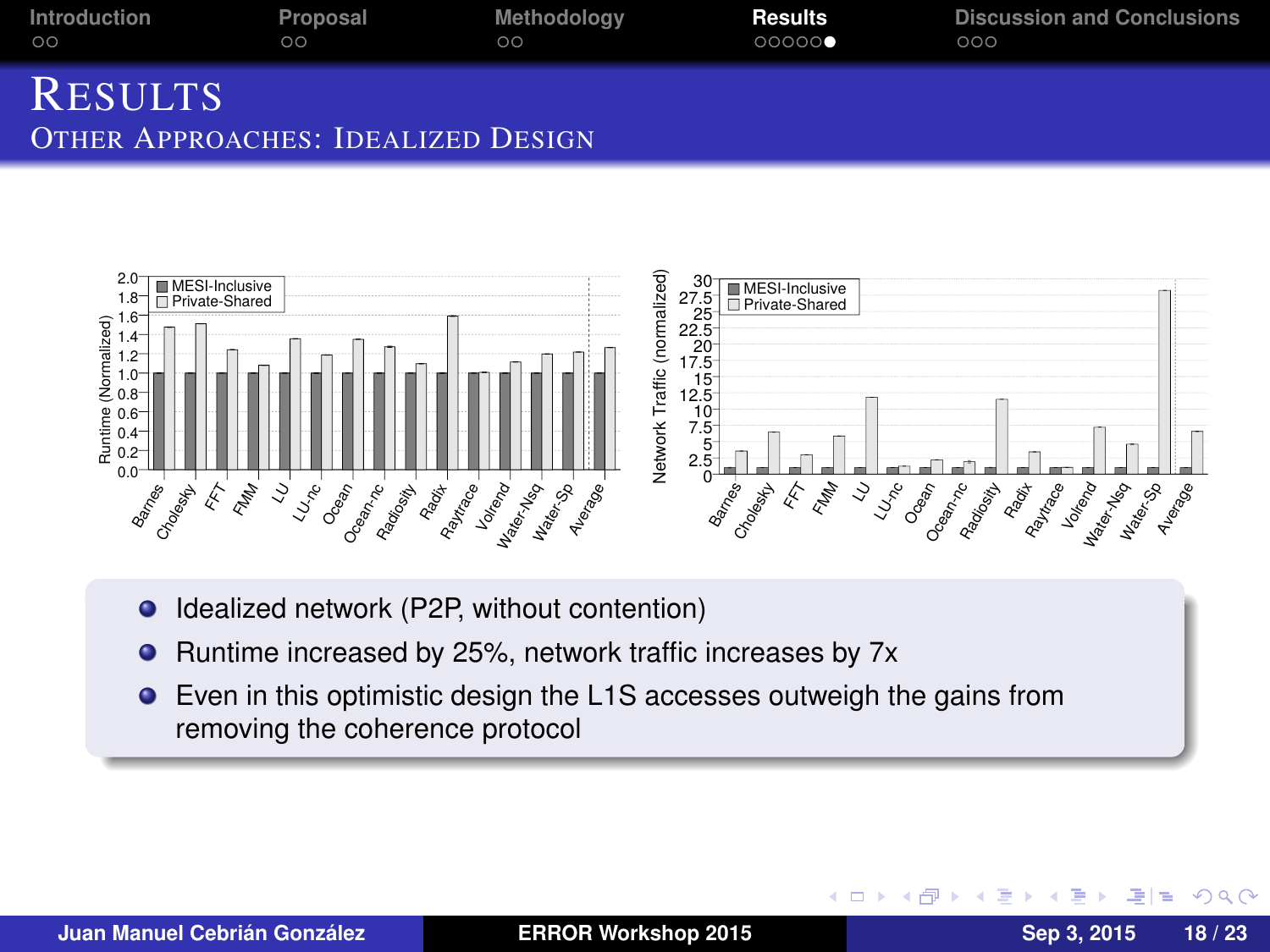# Results

## Other Approaches: Idealized Design

- Idealized network (P2P, without contention)
- Runtime increased by 25%, network traffic increases by 7x
- Even in this optimistic design the L1S accesses outweigh the gains from removing the coherence protocol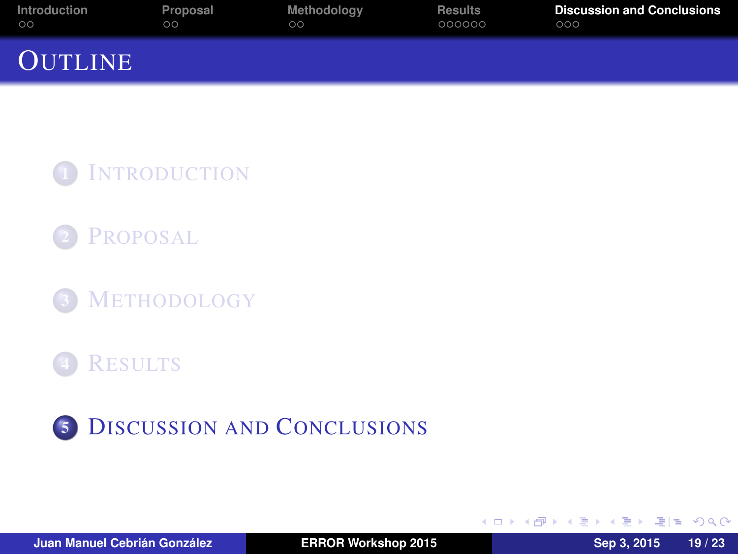# Outline

1. Introduction
2. Proposal
3. Methodology
4. Results
5. **Discussion and Conclusions**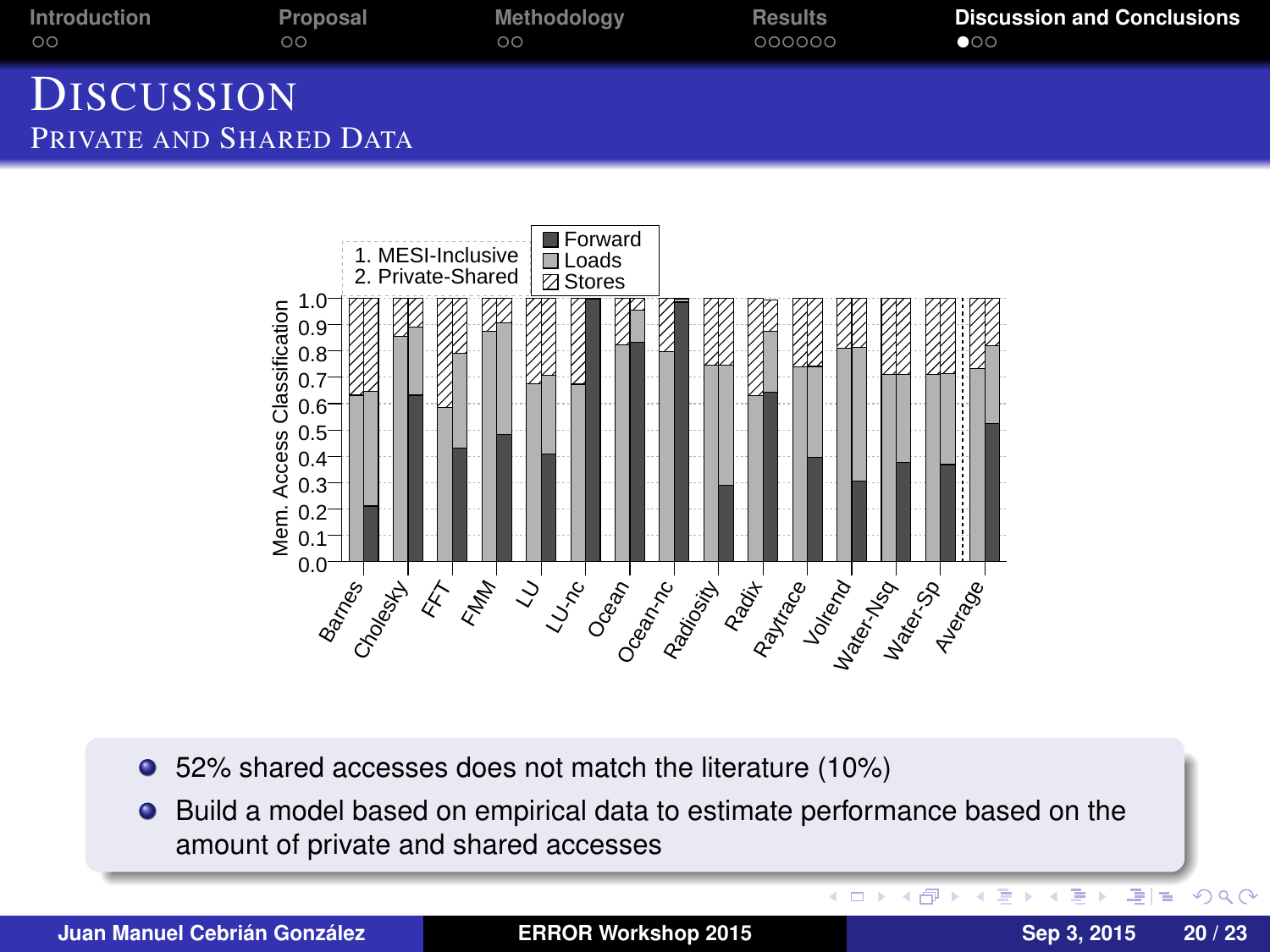# Discussion

## Private and Shared Data

- 52% shared accesses does not match the literature (10%)
- Build a model based on empirical data to estimate performance based on the amount of private and shared accesses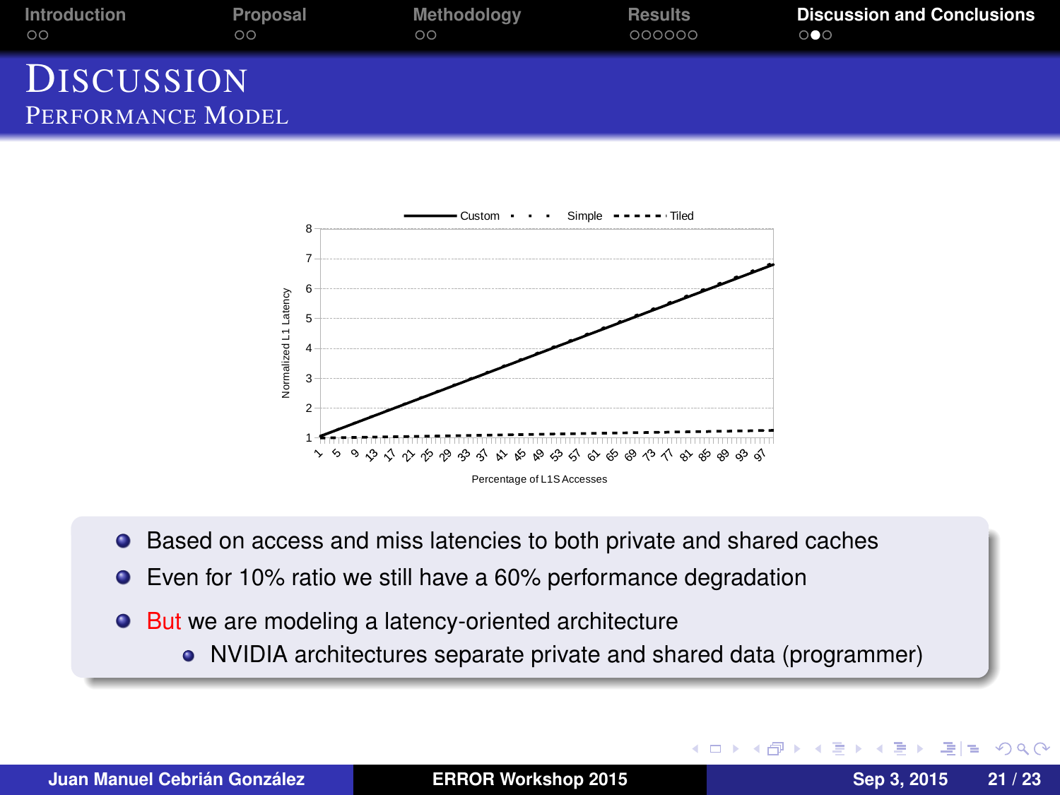# Discussion

## Performance Model

- Based on access and miss latencies to both private and shared caches
- Even for 10% ratio we still have a 60% performance degradation
- But we are modeling a latency-oriented architecture
  - NVIDIA architectures separate private and shared data (programmer)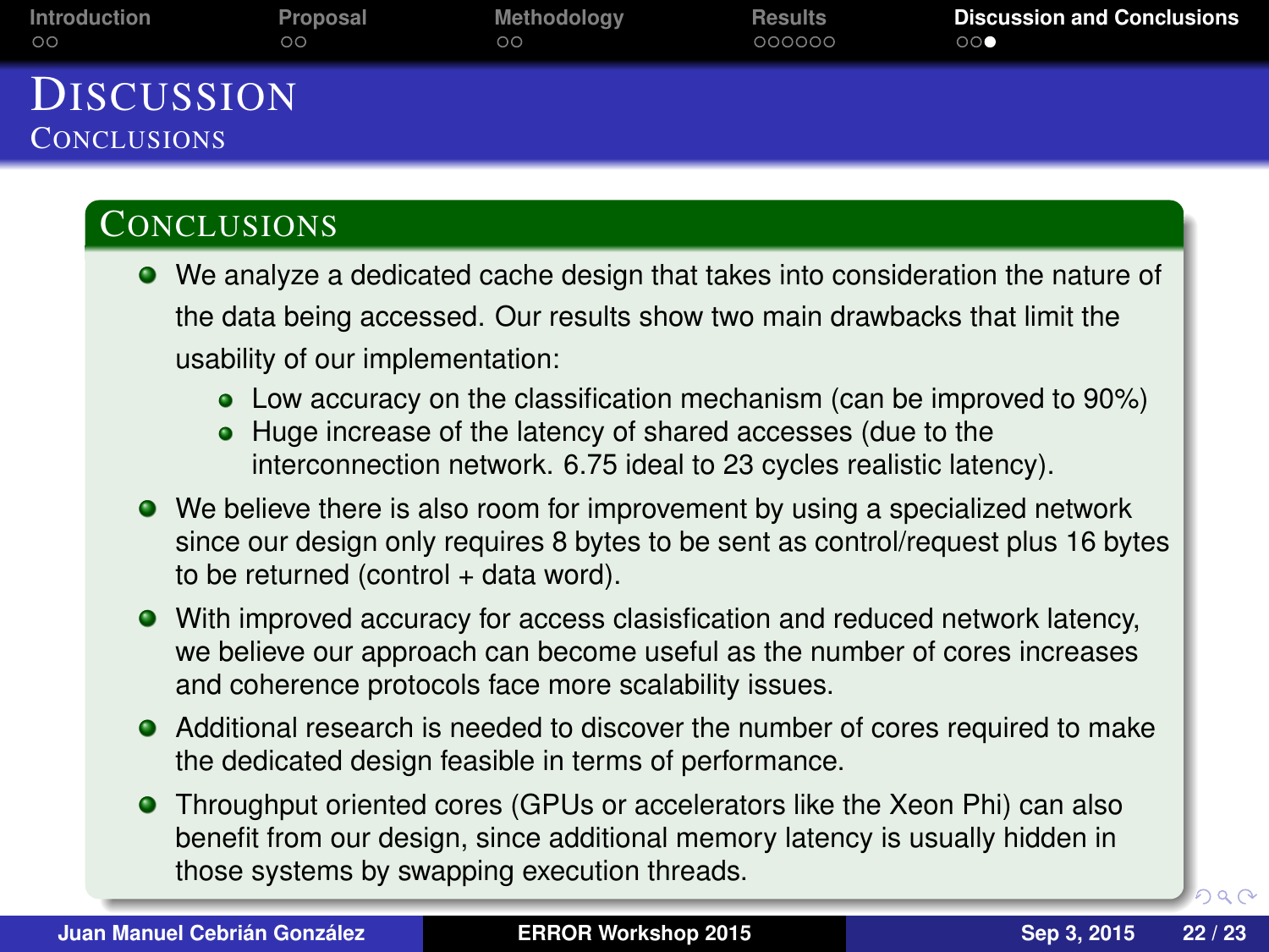# Discussion

## Conclusions

### Conclusions

- We analyze a dedicated cache design that takes into consideration the nature of the data being accessed. Our results show two main drawbacks that limit the usability of our implementation:
  - Low accuracy on the classification mechanism (can be improved to 90%)
  - Huge increase of the latency of shared accesses (due to the interconnection network. 6.75 ideal to 23 cycles realistic latency).
- We believe there is also room for improvement by using a specialized network since our design only requires 8 bytes to be sent as control/request plus 16 bytes to be returned (control + data word).
- With improved accuracy for access clasisfication and reduced network latency, we believe our approach can become useful as the number of cores increases and coherence protocols face more scalability issues.
- Additional research is needed to discover the number of cores required to make the dedicated design feasible in terms of performance.
- Throughput oriented cores (GPUs or accelerators like the Xeon Phi) can also benefit from our design, since additional memory latency is usually hidden in those systems by swapping execution threads.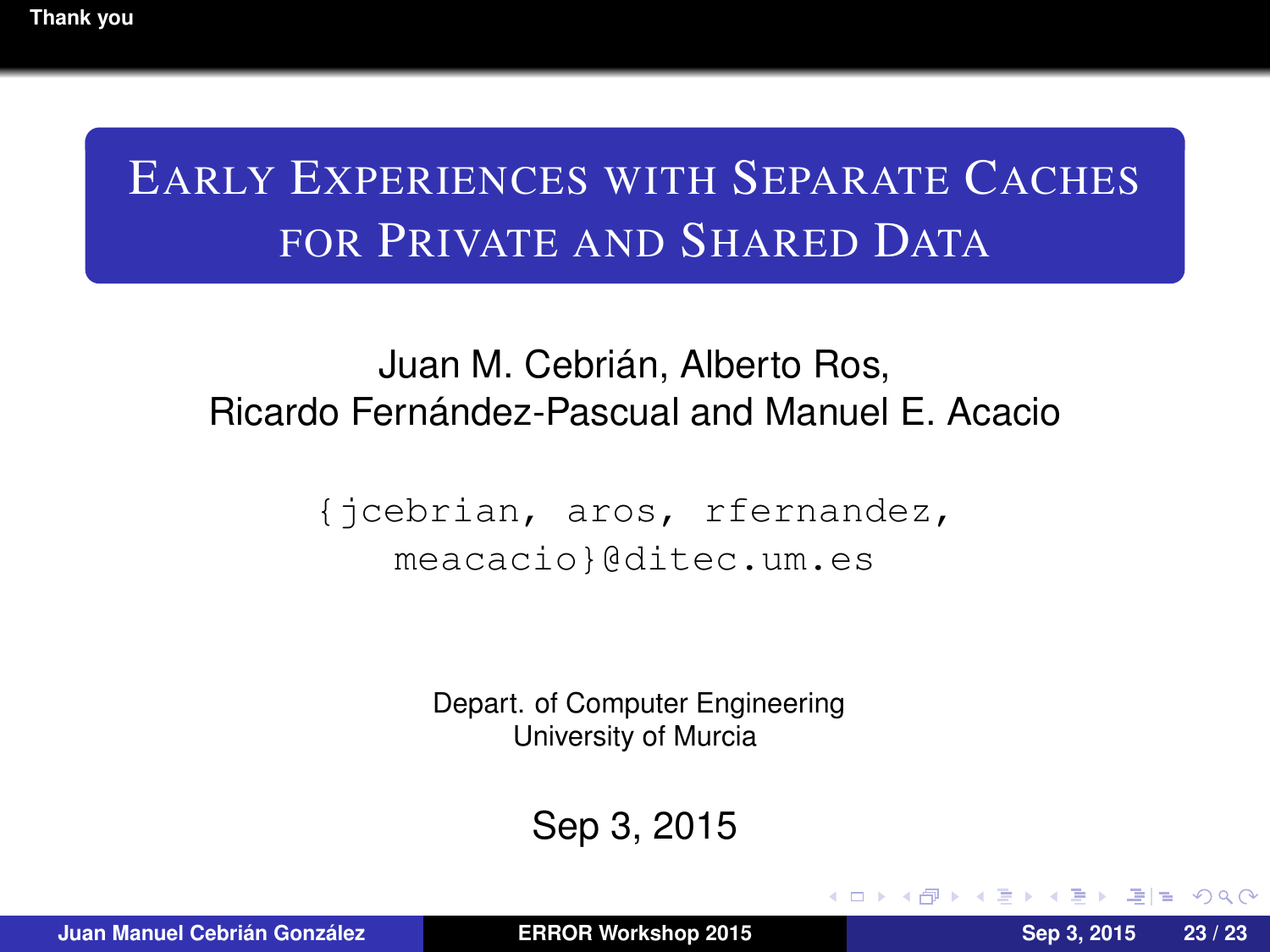## Thank you

# Early Experiences with Separate Caches for Private and Shared Data

Juan M. Cebrián, Alberto Ros,
Ricardo Fernández-Pascual and Manuel E. Acacio

{jcebrian, aros, rfernandez, meacacio}@ditec.um.es

Depart. of Computer Engineering
University of Murcia

Sep 3, 2015